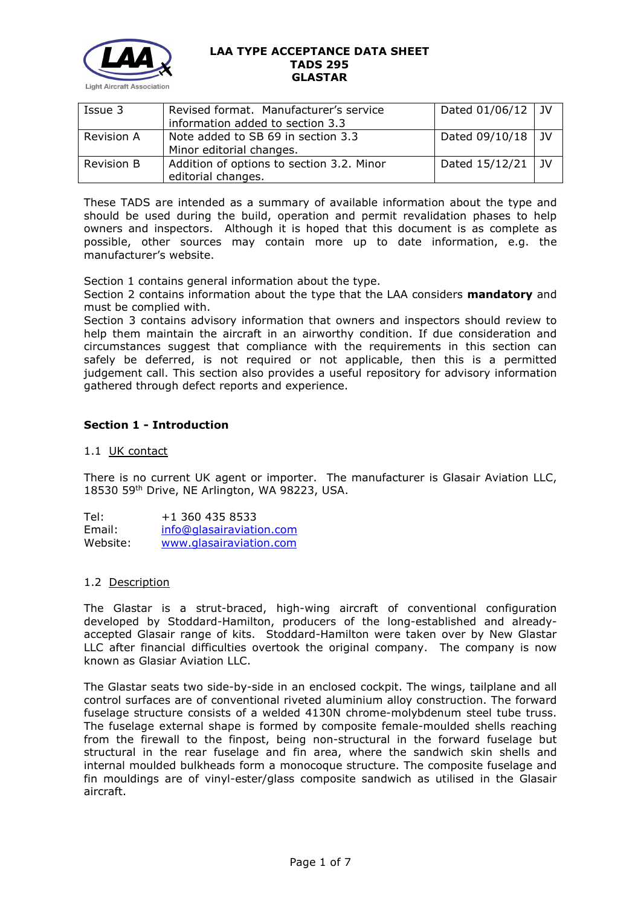**LAA TYPE ACCEPTANCE DATA SHEET**
**TADS 295**
**GLASTAR**

| | | | |
|---|---|---|---|
| Issue 3 | Revised format. Manufacturer's service information added to section 3.3 | Dated 01/06/12 | JV |
| Revision A | Note added to SB 69 in section 3.3 Minor editorial changes. | Dated 09/10/18 | JV |
| Revision B | Addition of options to section 3.2. Minor editorial changes. | Dated 15/12/21 | JV |

These TADS are intended as a summary of available information about the type and should be used during the build, operation and permit revalidation phases to help owners and inspectors. Although it is hoped that this document is as complete as possible, other sources may contain more up to date information, e.g. the manufacturer's website.

Section 1 contains general information about the type.
Section 2 contains information about the type that the LAA considers **mandatory** and must be complied with.
Section 3 contains advisory information that owners and inspectors should review to help them maintain the aircraft in an airworthy condition. If due consideration and circumstances suggest that compliance with the requirements in this section can safely be deferred, is not required or not applicable, then this is a permitted judgement call. This section also provides a useful repository for advisory information gathered through defect reports and experience.

## Section 1 - Introduction

### 1.1 UK contact

There is no current UK agent or importer. The manufacturer is Glasair Aviation LLC, 18530 59th Drive, NE Arlington, WA 98223, USA.

Tel: +1 360 435 8533
Email: info@glasairaviation.com
Website: www.glasairaviation.com

### 1.2 Description

The Glastar is a strut-braced, high-wing aircraft of conventional configuration developed by Stoddard-Hamilton, producers of the long-established and already-accepted Glasair range of kits. Stoddard-Hamilton were taken over by New Glastar LLC after financial difficulties overtook the original company. The company is now known as Glasiar Aviation LLC.

The Glastar seats two side-by-side in an enclosed cockpit. The wings, tailplane and all control surfaces are of conventional riveted aluminium alloy construction. The forward fuselage structure consists of a welded 4130N chrome-molybdenum steel tube truss. The fuselage external shape is formed by composite female-moulded shells reaching from the firewall to the finpost, being non-structural in the forward fuselage but structural in the rear fuselage and fin area, where the sandwich skin shells and internal moulded bulkheads form a monocoque structure. The composite fuselage and fin mouldings are of vinyl-ester/glass composite sandwich as utilised in the Glasair aircraft.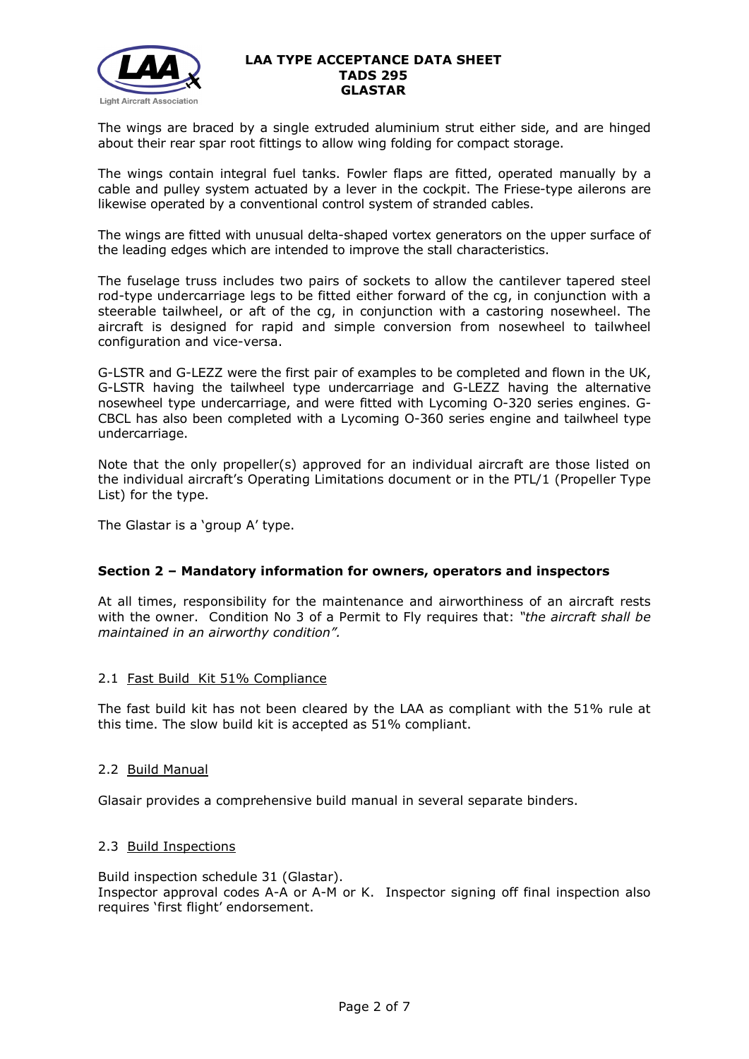The wings are braced by a single extruded aluminium strut either side, and are hinged about their rear spar root fittings to allow wing folding for compact storage.

The wings contain integral fuel tanks. Fowler flaps are fitted, operated manually by a cable and pulley system actuated by a lever in the cockpit. The Friese-type ailerons are likewise operated by a conventional control system of stranded cables.

The wings are fitted with unusual delta-shaped vortex generators on the upper surface of the leading edges which are intended to improve the stall characteristics.

The fuselage truss includes two pairs of sockets to allow the cantilever tapered steel rod-type undercarriage legs to be fitted either forward of the cg, in conjunction with a steerable tailwheel, or aft of the cg, in conjunction with a castoring nosewheel. The aircraft is designed for rapid and simple conversion from nosewheel to tailwheel configuration and vice-versa.

G-LSTR and G-LEZZ were the first pair of examples to be completed and flown in the UK, G-LSTR having the tailwheel type undercarriage and G-LEZZ having the alternative nosewheel type undercarriage, and were fitted with Lycoming O-320 series engines. G-CBCL has also been completed with a Lycoming O-360 series engine and tailwheel type undercarriage.

Note that the only propeller(s) approved for an individual aircraft are those listed on the individual aircraft's Operating Limitations document or in the PTL/1 (Propeller Type List) for the type.

The Glastar is a 'group A' type.

## Section 2 – Mandatory information for owners, operators and inspectors

At all times, responsibility for the maintenance and airworthiness of an aircraft rests with the owner. Condition No 3 of a Permit to Fly requires that: *"the aircraft shall be maintained in an airworthy condition".*

### 2.1 Fast Build Kit 51% Compliance

The fast build kit has not been cleared by the LAA as compliant with the 51% rule at this time. The slow build kit is accepted as 51% compliant.

### 2.2 Build Manual

Glasair provides a comprehensive build manual in several separate binders.

### 2.3 Build Inspections

Build inspection schedule 31 (Glastar).
Inspector approval codes A-A or A-M or K. Inspector signing off final inspection also requires 'first flight' endorsement.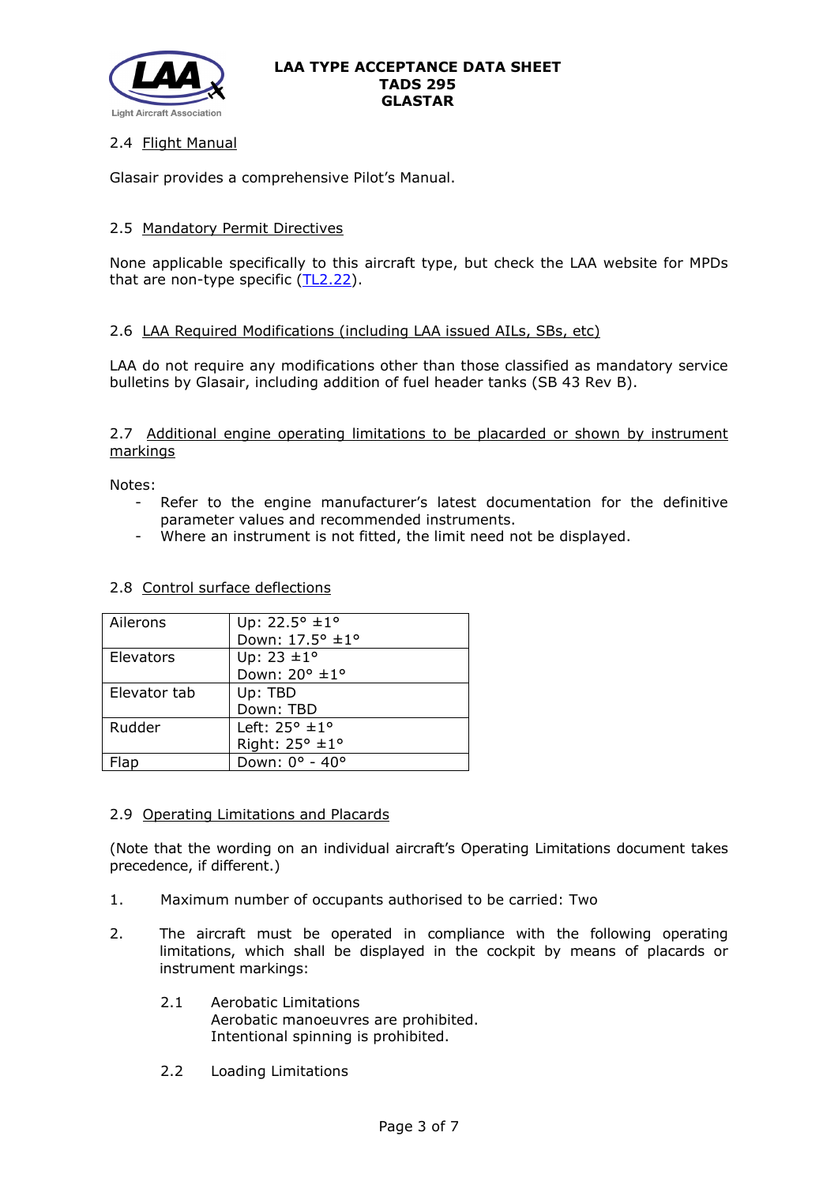### 2.4 Flight Manual

Glasair provides a comprehensive Pilot's Manual.

### 2.5 Mandatory Permit Directives

None applicable specifically to this aircraft type, but check the LAA website for MPDs that are non-type specific (TL2.22).

### 2.6 LAA Required Modifications (including LAA issued AILs, SBs, etc)

LAA do not require any modifications other than those classified as mandatory service bulletins by Glasair, including addition of fuel header tanks (SB 43 Rev B).

### 2.7 Additional engine operating limitations to be placarded or shown by instrument markings

Notes:

- Refer to the engine manufacturer's latest documentation for the definitive parameter values and recommended instruments.
- Where an instrument is not fitted, the limit need not be displayed.

### 2.8 Control surface deflections

| | |
|---|---|
| Ailerons | Up: 22.5° ±1°<br>Down: 17.5° ±1° |
| Elevators | Up: 23 ±1°<br>Down: 20° ±1° |
| Elevator tab | Up: TBD<br>Down: TBD |
| Rudder | Left: 25° ±1°<br>Right: 25° ±1° |
| Flap | Down: 0° - 40° |

### 2.9 Operating Limitations and Placards

(Note that the wording on an individual aircraft's Operating Limitations document takes precedence, if different.)

1. Maximum number of occupants authorised to be carried: Two

2. The aircraft must be operated in compliance with the following operating limitations, which shall be displayed in the cockpit by means of placards or instrument markings:

   2.1 Aerobatic Limitations
   Aerobatic manoeuvres are prohibited.
   Intentional spinning is prohibited.

   2.2 Loading Limitations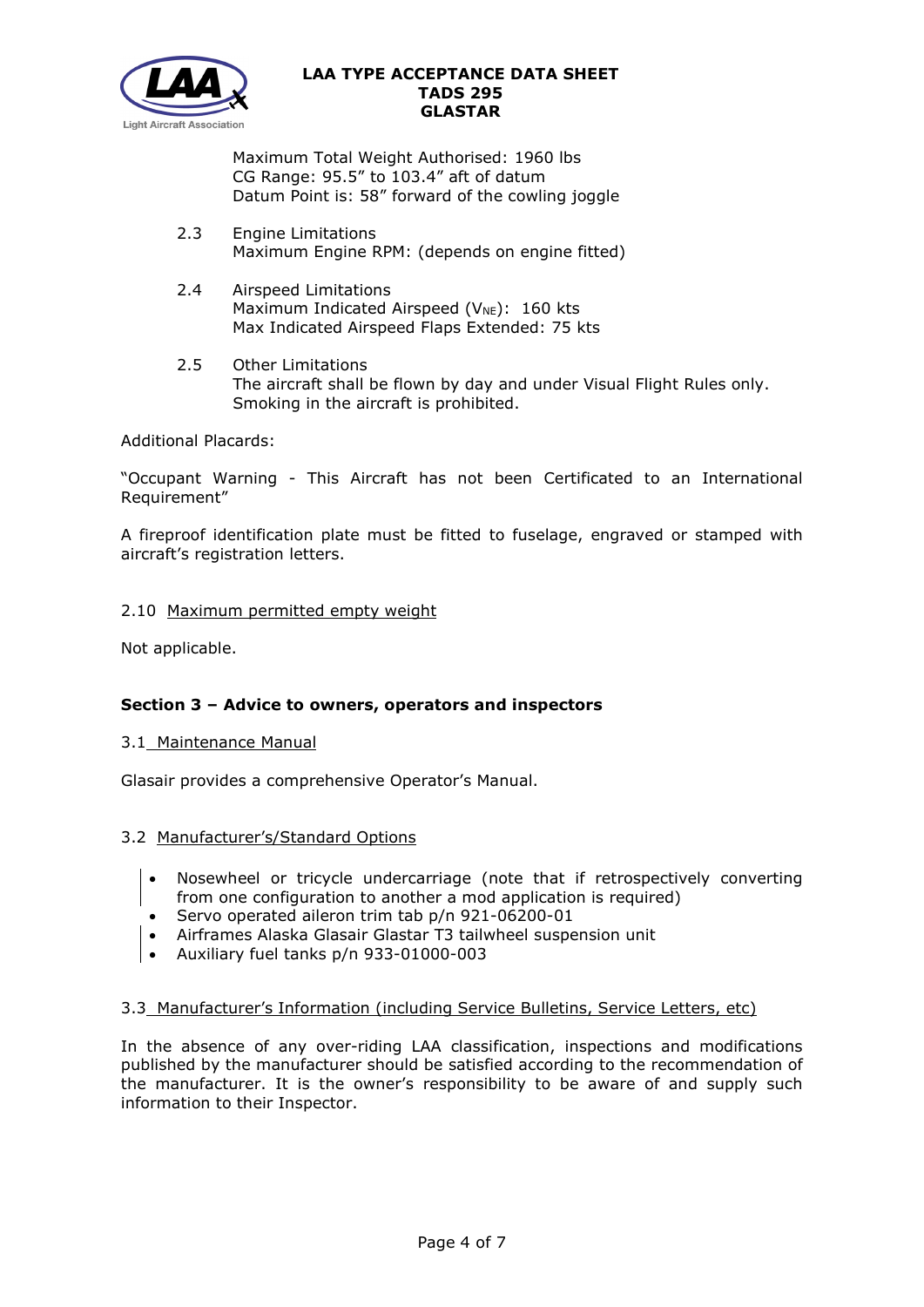Maximum Total Weight Authorised: 1960 lbs
CG Range: 95.5" to 103.4" aft of datum
Datum Point is: 58" forward of the cowling joggle

2.3 Engine Limitations
Maximum Engine RPM: (depends on engine fitted)

2.4 Airspeed Limitations
Maximum Indicated Airspeed ($V_{NE}$): 160 kts
Max Indicated Airspeed Flaps Extended: 75 kts

2.5 Other Limitations
The aircraft shall be flown by day and under Visual Flight Rules only.
Smoking in the aircraft is prohibited.

Additional Placards:

"Occupant Warning - This Aircraft has not been Certificated to an International Requirement"

A fireproof identification plate must be fitted to fuselage, engraved or stamped with aircraft's registration letters.

2.10 Maximum permitted empty weight

Not applicable.

## Section 3 – Advice to owners, operators and inspectors

3.1 Maintenance Manual

Glasair provides a comprehensive Operator's Manual.

3.2 Manufacturer's/Standard Options

- Nosewheel or tricycle undercarriage (note that if retrospectively converting from one configuration to another a mod application is required)
- Servo operated aileron trim tab p/n 921-06200-01
- Airframes Alaska Glasair Glastar T3 tailwheel suspension unit
- Auxiliary fuel tanks p/n 933-01000-003

3.3 Manufacturer's Information (including Service Bulletins, Service Letters, etc)

In the absence of any over-riding LAA classification, inspections and modifications published by the manufacturer should be satisfied according to the recommendation of the manufacturer. It is the owner's responsibility to be aware of and supply such information to their Inspector.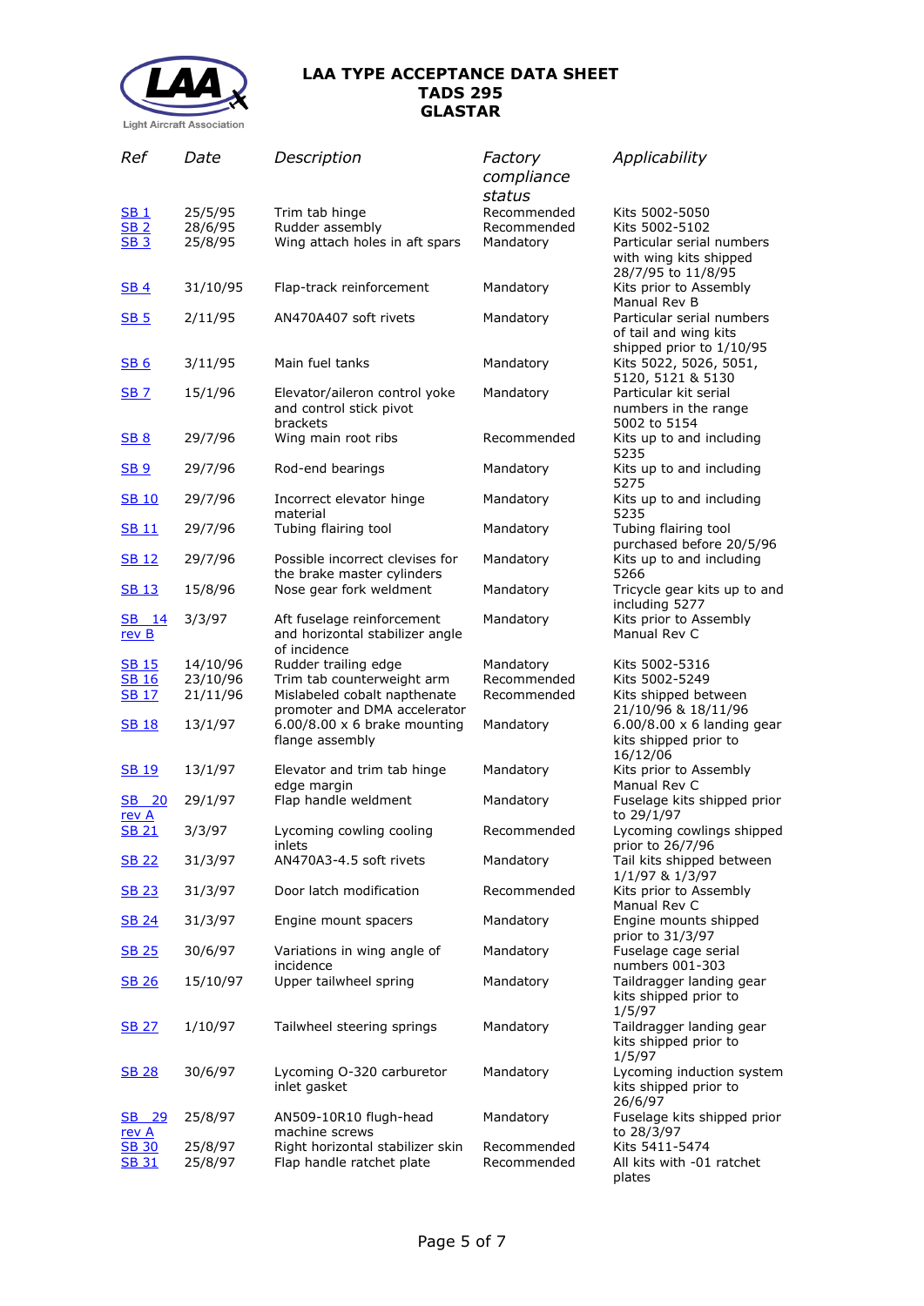# LAA TYPE ACCEPTANCE DATA SHEET
# TADS 295
# GLASTAR

| *Ref* | *Date* | *Description* | *Factory compliance status* | *Applicability* |
|---|---|---|---|---|
| SB 1 | 25/5/95 | Trim tab hinge | Recommended | Kits 5002-5050 |
| SB 2 | 28/6/95 | Rudder assembly | Recommended | Kits 5002-5102 |
| SB 3 | 25/8/95 | Wing attach holes in aft spars | Mandatory | Particular serial numbers with wing kits shipped 28/7/95 to 11/8/95 |
| SB 4 | 31/10/95 | Flap-track reinforcement | Mandatory | Kits prior to Assembly Manual Rev B |
| SB 5 | 2/11/95 | AN470A407 soft rivets | Mandatory | Particular serial numbers of tail and wing kits shipped prior to 1/10/95 |
| SB 6 | 3/11/95 | Main fuel tanks | Mandatory | Kits 5022, 5026, 5051, 5120, 5121 & 5130 |
| SB 7 | 15/1/96 | Elevator/aileron control yoke and control stick pivot brackets | Mandatory | Particular kit serial numbers in the range 5002 to 5154 |
| SB 8 | 29/7/96 | Wing main root ribs | Recommended | Kits up to and including 5235 |
| SB 9 | 29/7/96 | Rod-end bearings | Mandatory | Kits up to and including 5275 |
| SB 10 | 29/7/96 | Incorrect elevator hinge material | Mandatory | Kits up to and including 5235 |
| SB 11 | 29/7/96 | Tubing flairing tool | Mandatory | Tubing flairing tool purchased before 20/5/96 |
| SB 12 | 29/7/96 | Possible incorrect clevises for the brake master cylinders | Mandatory | Kits up to and including 5266 |
| SB 13 | 15/8/96 | Nose gear fork weldment | Mandatory | Tricycle gear kits up to and including 5277 |
| SB 14 rev B | 3/3/97 | Aft fuselage reinforcement and horizontal stabilizer angle of incidence | Mandatory | Kits prior to Assembly Manual Rev C |
| SB 15 | 14/10/96 | Rudder trailing edge | Mandatory | Kits 5002-5316 |
| SB 16 | 23/10/96 | Trim tab counterweight arm | Recommended | Kits 5002-5249 |
| SB 17 | 21/11/96 | Mislabeled cobalt napthenate promoter and DMA accelerator | Recommended | Kits shipped between 21/10/96 & 18/11/96 |
| SB 18 | 13/1/97 | 6.00/8.00 x 6 brake mounting flange assembly | Mandatory | 6.00/8.00 x 6 landing gear kits shipped prior to 16/12/06 |
| SB 19 | 13/1/97 | Elevator and trim tab hinge edge margin | Mandatory | Kits prior to Assembly Manual Rev C |
| SB 20 rev A | 29/1/97 | Flap handle weldment | Mandatory | Fuselage kits shipped prior to 29/1/97 |
| SB 21 | 3/3/97 | Lycoming cowling cooling inlets | Recommended | Lycoming cowlings shipped prior to 26/7/96 |
| SB 22 | 31/3/97 | AN470A3-4.5 soft rivets | Mandatory | Tail kits shipped between 1/1/97 & 1/3/97 |
| SB 23 | 31/3/97 | Door latch modification | Recommended | Kits prior to Assembly Manual Rev C |
| SB 24 | 31/3/97 | Engine mount spacers | Mandatory | Engine mounts shipped prior to 31/3/97 |
| SB 25 | 30/6/97 | Variations in wing angle of incidence | Mandatory | Fuselage cage serial numbers 001-303 |
| SB 26 | 15/10/97 | Upper tailwheel spring | Mandatory | Taildragger landing gear kits shipped prior to 1/5/97 |
| SB 27 | 1/10/97 | Tailwheel steering springs | Mandatory | Taildragger landing gear kits shipped prior to 1/5/97 |
| SB 28 | 30/6/97 | Lycoming O-320 carburetor inlet gasket | Mandatory | Lycoming induction system kits shipped prior to 26/6/97 |
| SB 29 rev A | 25/8/97 | AN509-10R10 flugh-head machine screws | Mandatory | Fuselage kits shipped prior to 28/3/97 |
| SB 30 | 25/8/97 | Right horizontal stabilizer skin | Recommended | Kits 5411-5474 |
| SB 31 | 25/8/97 | Flap handle ratchet plate | Recommended | All kits with -01 ratchet plates |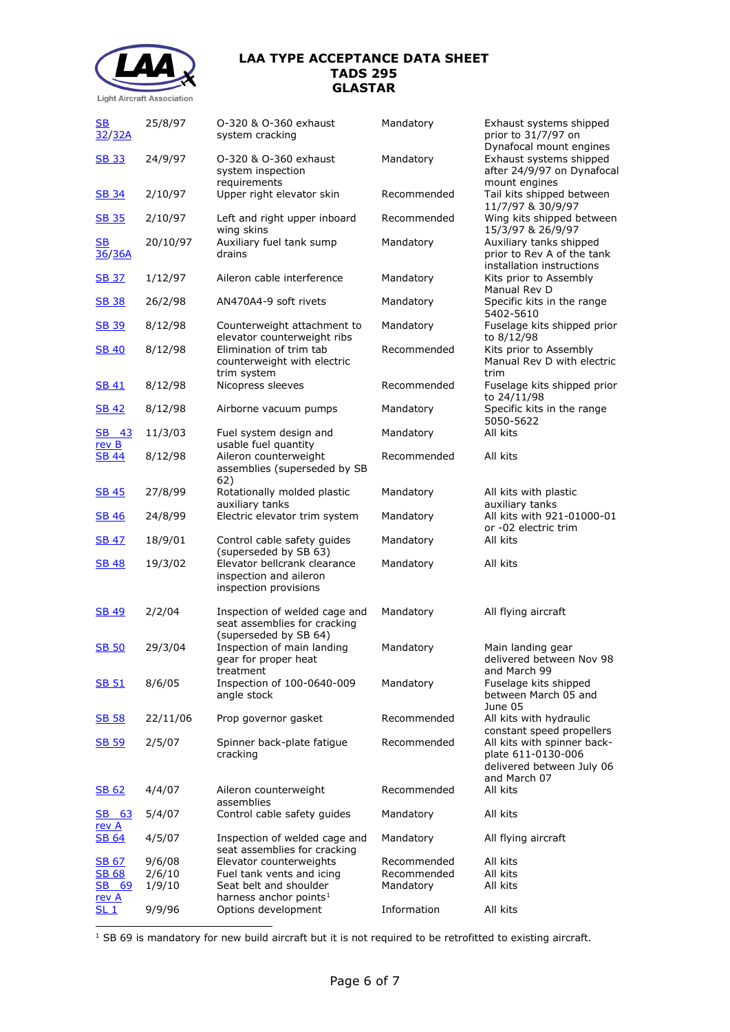| SB 32/32A | 25/8/97 | O-320 & O-360 exhaust system cracking | Mandatory | Exhaust systems shipped prior to 31/7/97 on Dynafocal mount engines |
|---|---|---|---|---|
| SB 33 | 24/9/97 | O-320 & O-360 exhaust system inspection requirements | Mandatory | Exhaust systems shipped after 24/9/97 on Dynafocal mount engines |
| SB 34 | 2/10/97 | Upper right elevator skin | Recommended | Tail kits shipped between 11/7/97 & 30/9/97 |
| SB 35 | 2/10/97 | Left and right upper inboard wing skins | Recommended | Wing kits shipped between 15/3/97 & 26/9/97 |
| SB 36/36A | 20/10/97 | Auxiliary fuel tank sump drains | Mandatory | Auxiliary tanks shipped prior to Rev A of the tank installation instructions |
| SB 37 | 1/12/97 | Aileron cable interference | Mandatory | Kits prior to Assembly Manual Rev D |
| SB 38 | 26/2/98 | AN470A4-9 soft rivets | Mandatory | Specific kits in the range 5402-5610 |
| SB 39 | 8/12/98 | Counterweight attachment to elevator counterweight ribs | Mandatory | Fuselage kits shipped prior to 8/12/98 |
| SB 40 | 8/12/98 | Elimination of trim tab counterweight with electric trim system | Recommended | Kits prior to Assembly Manual Rev D with electric trim |
| SB 41 | 8/12/98 | Nicopress sleeves | Recommended | Fuselage kits shipped prior to 24/11/98 |
| SB 42 | 8/12/98 | Airborne vacuum pumps | Mandatory | Specific kits in the range 5050-5622 |
| SB 43 rev B | 11/3/03 | Fuel system design and usable fuel quantity | Mandatory | All kits |
| SB 44 | 8/12/98 | Aileron counterweight assemblies (superseded by SB 62) | Recommended | All kits |
| SB 45 | 27/8/99 | Rotationally molded plastic auxiliary tanks | Mandatory | All kits with plastic auxiliary tanks |
| SB 46 | 24/8/99 | Electric elevator trim system | Mandatory | All kits with 921-01000-01 or -02 electric trim |
| SB 47 | 18/9/01 | Control cable safety guides (superseded by SB 63) | Mandatory | All kits |
| SB 48 | 19/3/02 | Elevator bellcrank clearance inspection and aileron inspection provisions | Mandatory | All kits |
| SB 49 | 2/2/04 | Inspection of welded cage and seat assemblies for cracking (superseded by SB 64) | Mandatory | All flying aircraft |
| SB 50 | 29/3/04 | Inspection of main landing gear for proper heat treatment | Mandatory | Main landing gear delivered between Nov 98 and March 99 |
| SB 51 | 8/6/05 | Inspection of 100-0640-009 angle stock | Mandatory | Fuselage kits shipped between March 05 and June 05 |
| SB 58 | 22/11/06 | Prop governor gasket | Recommended | All kits with hydraulic constant speed propellers |
| SB 59 | 2/5/07 | Spinner back-plate fatigue cracking | Recommended | All kits with spinner back-plate 611-0130-006 delivered between July 06 and March 07 |
| SB 62 | 4/4/07 | Aileron counterweight assemblies | Recommended | All kits |
| SB 63 rev A | 5/4/07 | Control cable safety guides | Mandatory | All kits |
| SB 64 | 4/5/07 | Inspection of welded cage and seat assemblies for cracking | Mandatory | All flying aircraft |
| SB 67 | 9/6/08 | Elevator counterweights | Recommended | All kits |
| SB 68 | 2/6/10 | Fuel tank vents and icing | Recommended | All kits |
| SB 69 rev A | 1/9/10 | Seat belt and shoulder harness anchor points[1] | Mandatory | All kits |
| SL 1 | 9/9/96 | Options development | Information | All kits |

[1] SB 69 is mandatory for new build aircraft but it is not required to be retrofitted to existing aircraft.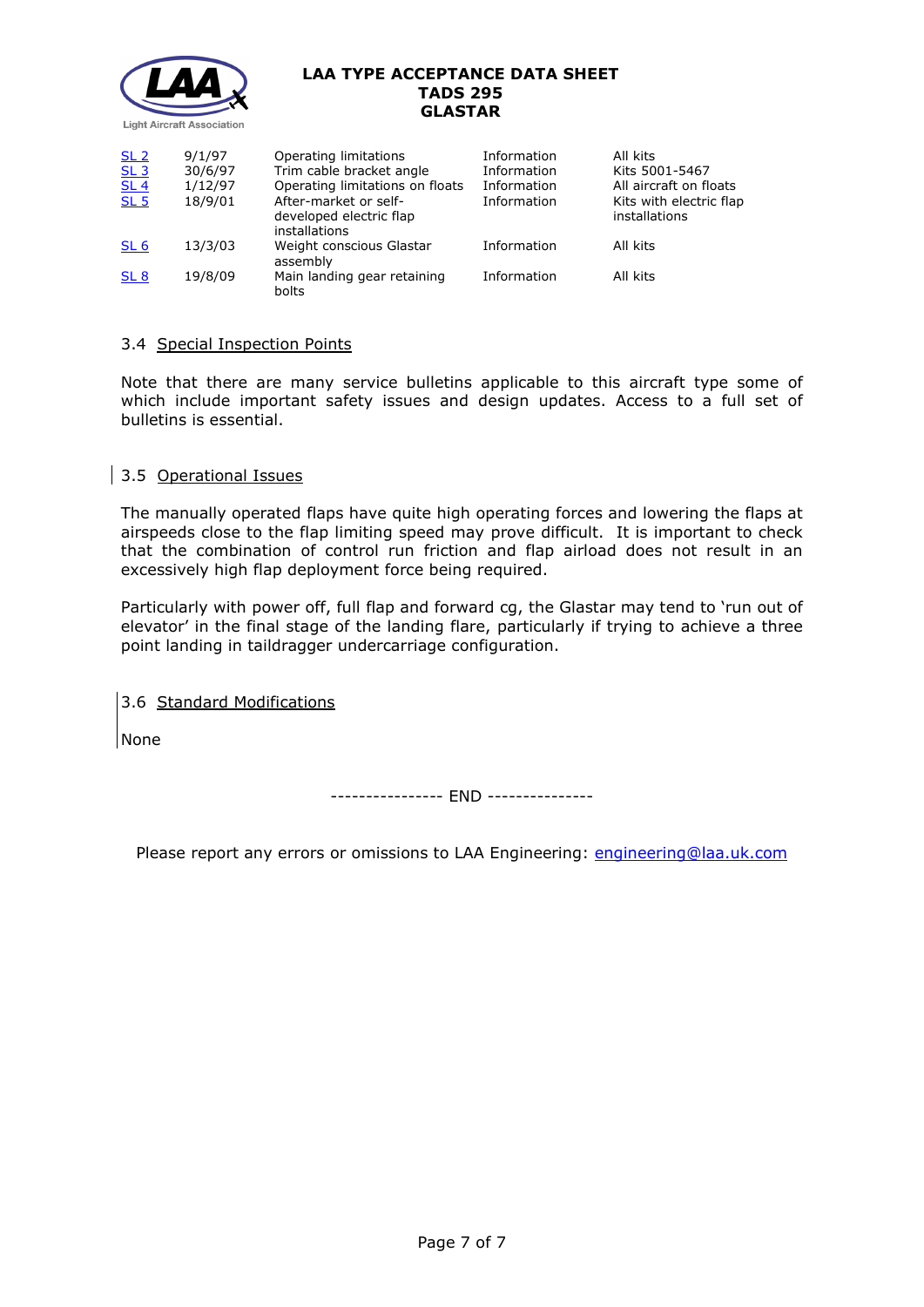| | | | | |
|---|---|---|---|---|
| SL 2 | 9/1/97 | Operating limitations | Information | All kits |
| SL 3 | 30/6/97 | Trim cable bracket angle | Information | Kits 5001-5467 |
| SL 4 | 1/12/97 | Operating limitations on floats | Information | All aircraft on floats |
| SL 5 | 18/9/01 | After-market or self-developed electric flap installations | Information | Kits with electric flap installations |
| SL 6 | 13/3/03 | Weight conscious Glastar assembly | Information | All kits |
| SL 8 | 19/8/09 | Main landing gear retaining bolts | Information | All kits |

### 3.4 Special Inspection Points

Note that there are many service bulletins applicable to this aircraft type some of which include important safety issues and design updates. Access to a full set of bulletins is essential.

### 3.5 Operational Issues

The manually operated flaps have quite high operating forces and lowering the flaps at airspeeds close to the flap limiting speed may prove difficult. It is important to check that the combination of control run friction and flap airload does not result in an excessively high flap deployment force being required.

Particularly with power off, full flap and forward cg, the Glastar may tend to 'run out of elevator' in the final stage of the landing flare, particularly if trying to achieve a three point landing in taildragger undercarriage configuration.

### 3.6 Standard Modifications

None

--------------- END ---------------

Please report any errors or omissions to LAA Engineering: engineering@laa.uk.com